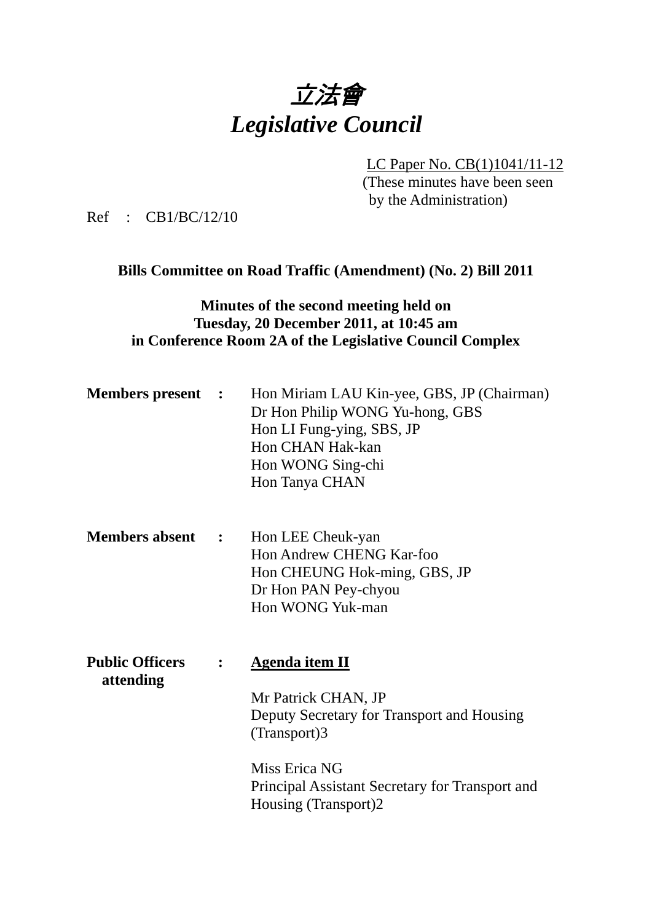# *立法會*
# *Legislative Council*

LC Paper No. CB(1)1041/11-12
(These minutes have been seen by the Administration)

Ref : CB1/BC/12/10

**Bills Committee on Road Traffic (Amendment) (No. 2) Bill 2011**

**Minutes of the second meeting held on**
**Tuesday, 20 December 2011, at 10:45 am**
**in Conference Room 2A of the Legislative Council Complex**

**Members present :**
Hon Miriam LAU Kin-yee, GBS, JP (Chairman)
Dr Hon Philip WONG Yu-hong, GBS
Hon LI Fung-ying, SBS, JP
Hon CHAN Hak-kan
Hon WONG Sing-chi
Hon Tanya CHAN

**Members absent :**
Hon LEE Cheuk-yan
Hon Andrew CHENG Kar-foo
Hon CHEUNG Hok-ming, GBS, JP
Dr Hon PAN Pey-chyou
Hon WONG Yuk-man

**Public Officers attending :**

**Agenda item II**

Mr Patrick CHAN, JP
Deputy Secretary for Transport and Housing (Transport)3

Miss Erica NG
Principal Assistant Secretary for Transport and Housing (Transport)2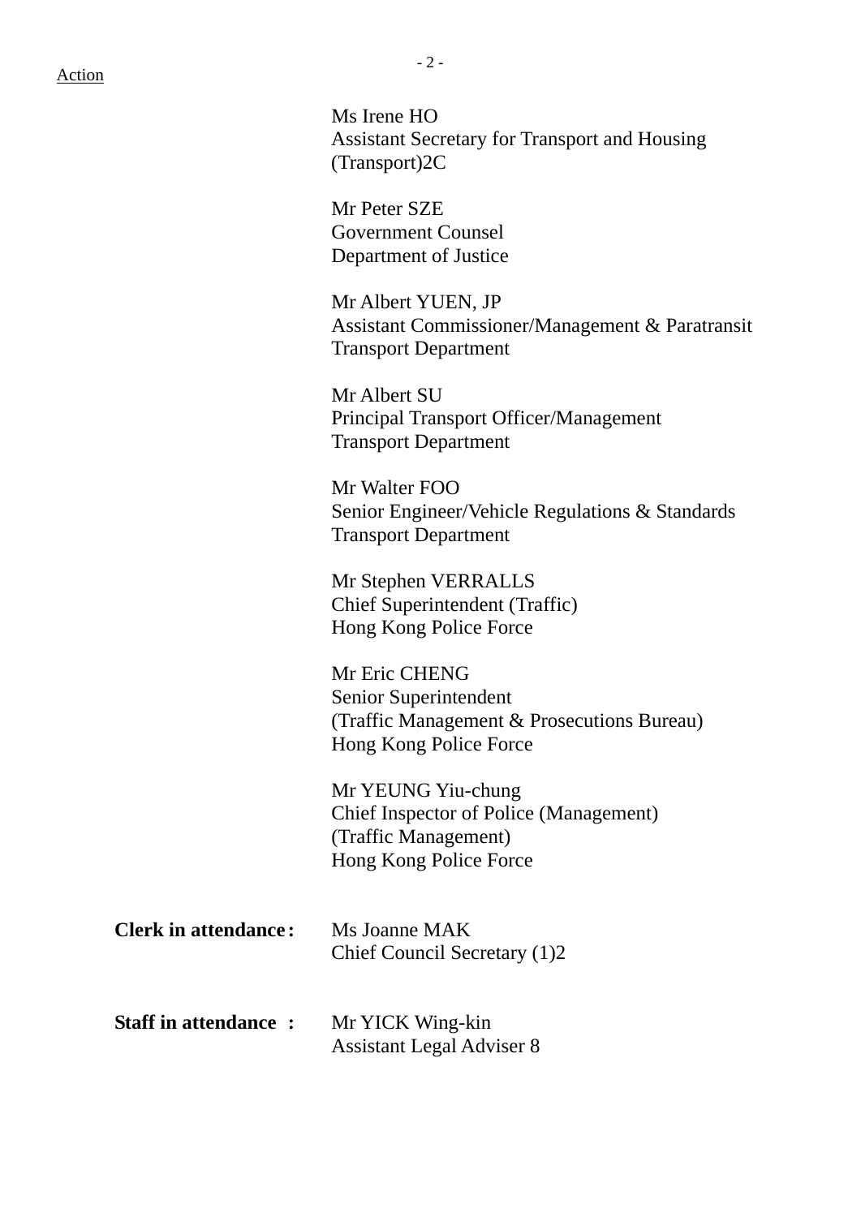Action

Ms Irene HO
Assistant Secretary for Transport and Housing (Transport)2C

Mr Peter SZE
Government Counsel
Department of Justice

Mr Albert YUEN, JP
Assistant Commissioner/Management & Paratransit
Transport Department

Mr Albert SU
Principal Transport Officer/Management
Transport Department

Mr Walter FOO
Senior Engineer/Vehicle Regulations & Standards
Transport Department

Mr Stephen VERRALLS
Chief Superintendent (Traffic)
Hong Kong Police Force

Mr Eric CHENG
Senior Superintendent
(Traffic Management & Prosecutions Bureau)
Hong Kong Police Force

Mr YEUNG Yiu-chung
Chief Inspector of Police (Management)
(Traffic Management)
Hong Kong Police Force

**Clerk in attendance:** Ms Joanne MAK
Chief Council Secretary (1)2

**Staff in attendance :** Mr YICK Wing-kin
Assistant Legal Adviser 8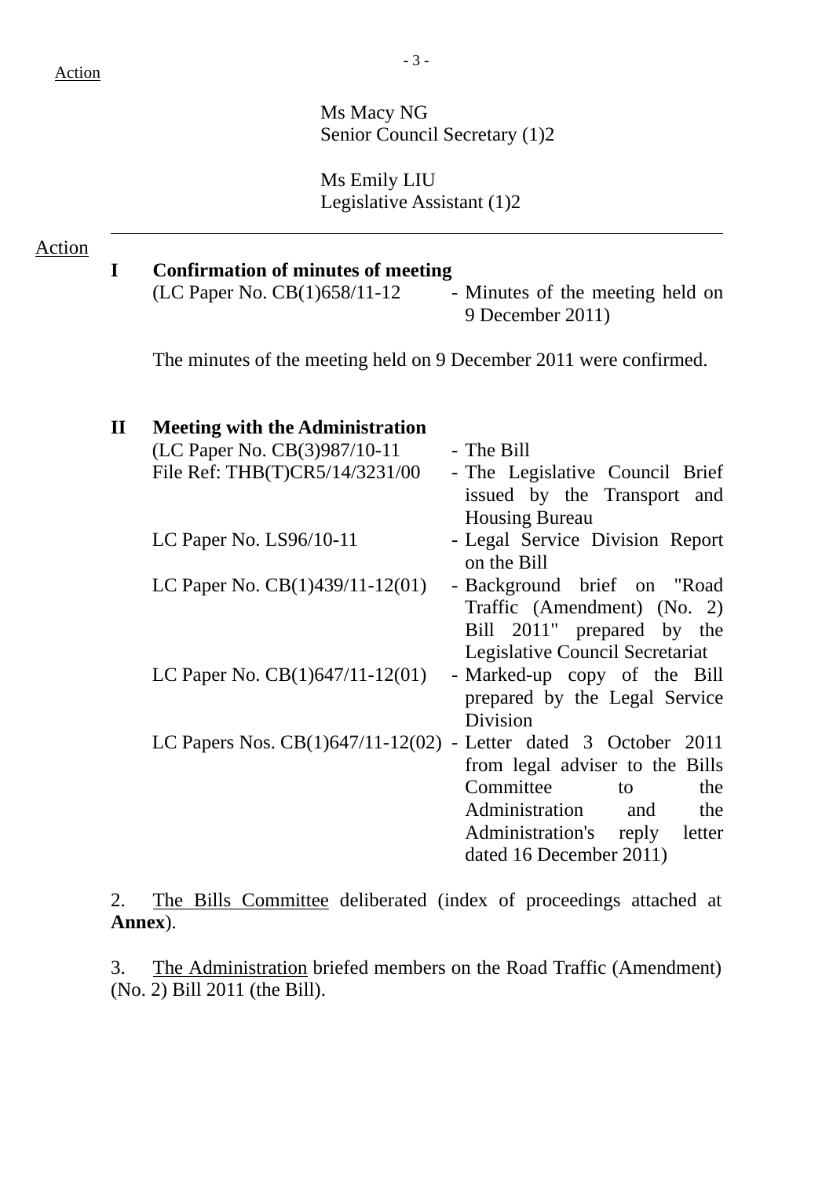Action

Ms Macy NG
Senior Council Secretary (1)2

Ms Emily LIU
Legislative Assistant (1)2

---

Action

**I Confirmation of minutes of meeting**

(LC Paper No. CB(1)658/11-12 - Minutes of the meeting held on 9 December 2011)

The minutes of the meeting held on 9 December 2011 were confirmed.

**II Meeting with the Administration**

| | |
|---|---|
| (LC Paper No. CB(3)987/10-11 | - The Bill |
| File Ref: THB(T)CR5/14/3231/00 | - The Legislative Council Brief issued by the Transport and Housing Bureau |
| LC Paper No. LS96/10-11 | - Legal Service Division Report on the Bill |
| LC Paper No. CB(1)439/11-12(01) | - Background brief on "Road Traffic (Amendment) (No. 2) Bill 2011" prepared by the Legislative Council Secretariat |
| LC Paper No. CB(1)647/11-12(01) | - Marked-up copy of the Bill prepared by the Legal Service Division |
| LC Papers Nos. CB(1)647/11-12(02) | - Letter dated 3 October 2011 from legal adviser to the Bills Committee to the Administration and the Administration's reply letter dated 16 December 2011) |

2. The Bills Committee deliberated (index of proceedings attached at **Annex**).

3. The Administration briefed members on the Road Traffic (Amendment) (No. 2) Bill 2011 (the Bill).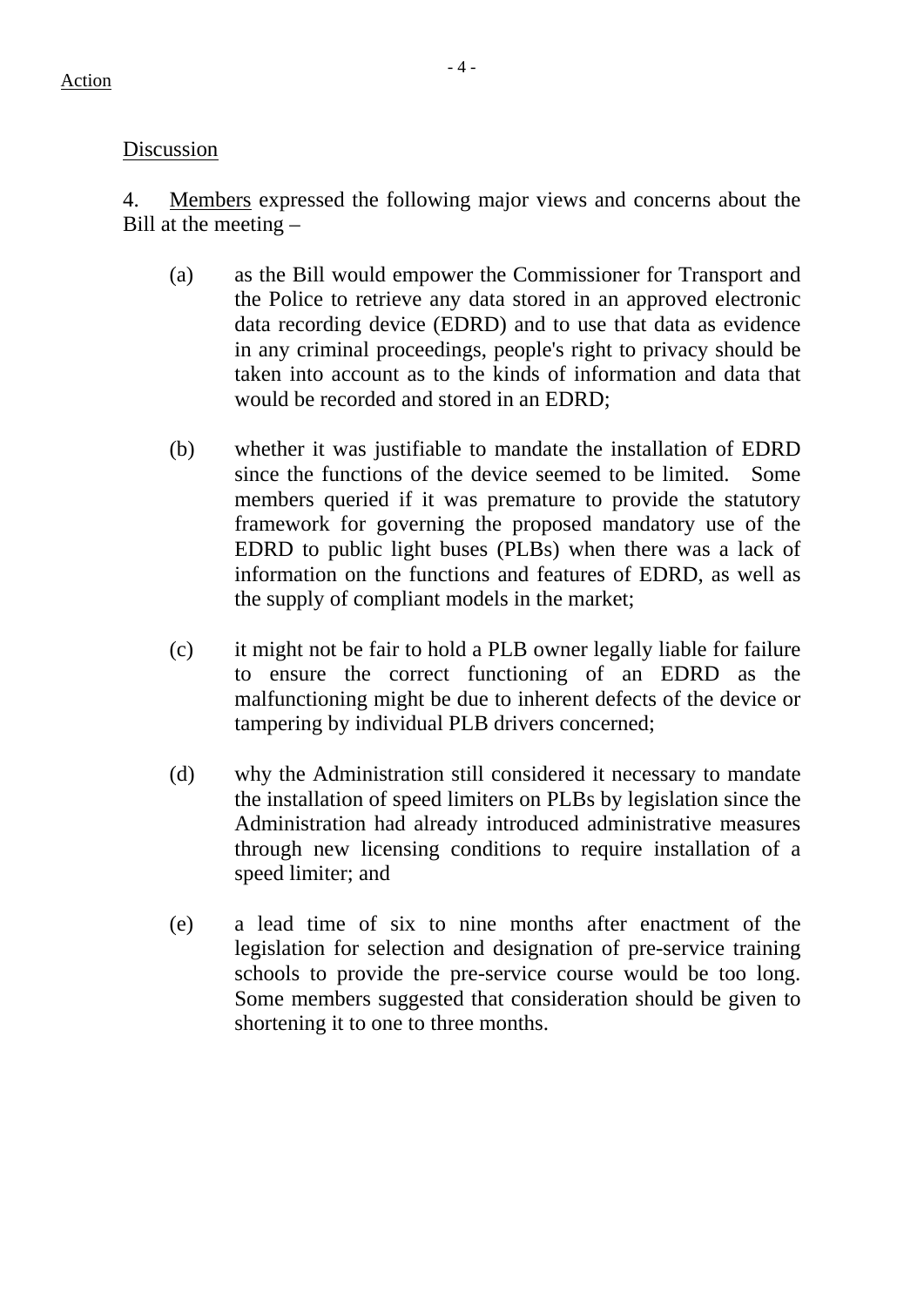Action

Discussion

4. Members expressed the following major views and concerns about the Bill at the meeting –

(a) as the Bill would empower the Commissioner for Transport and the Police to retrieve any data stored in an approved electronic data recording device (EDRD) and to use that data as evidence in any criminal proceedings, people's right to privacy should be taken into account as to the kinds of information and data that would be recorded and stored in an EDRD;

(b) whether it was justifiable to mandate the installation of EDRD since the functions of the device seemed to be limited. Some members queried if it was premature to provide the statutory framework for governing the proposed mandatory use of the EDRD to public light buses (PLBs) when there was a lack of information on the functions and features of EDRD, as well as the supply of compliant models in the market;

(c) it might not be fair to hold a PLB owner legally liable for failure to ensure the correct functioning of an EDRD as the malfunctioning might be due to inherent defects of the device or tampering by individual PLB drivers concerned;

(d) why the Administration still considered it necessary to mandate the installation of speed limiters on PLBs by legislation since the Administration had already introduced administrative measures through new licensing conditions to require installation of a speed limiter; and

(e) a lead time of six to nine months after enactment of the legislation for selection and designation of pre-service training schools to provide the pre-service course would be too long. Some members suggested that consideration should be given to shortening it to one to three months.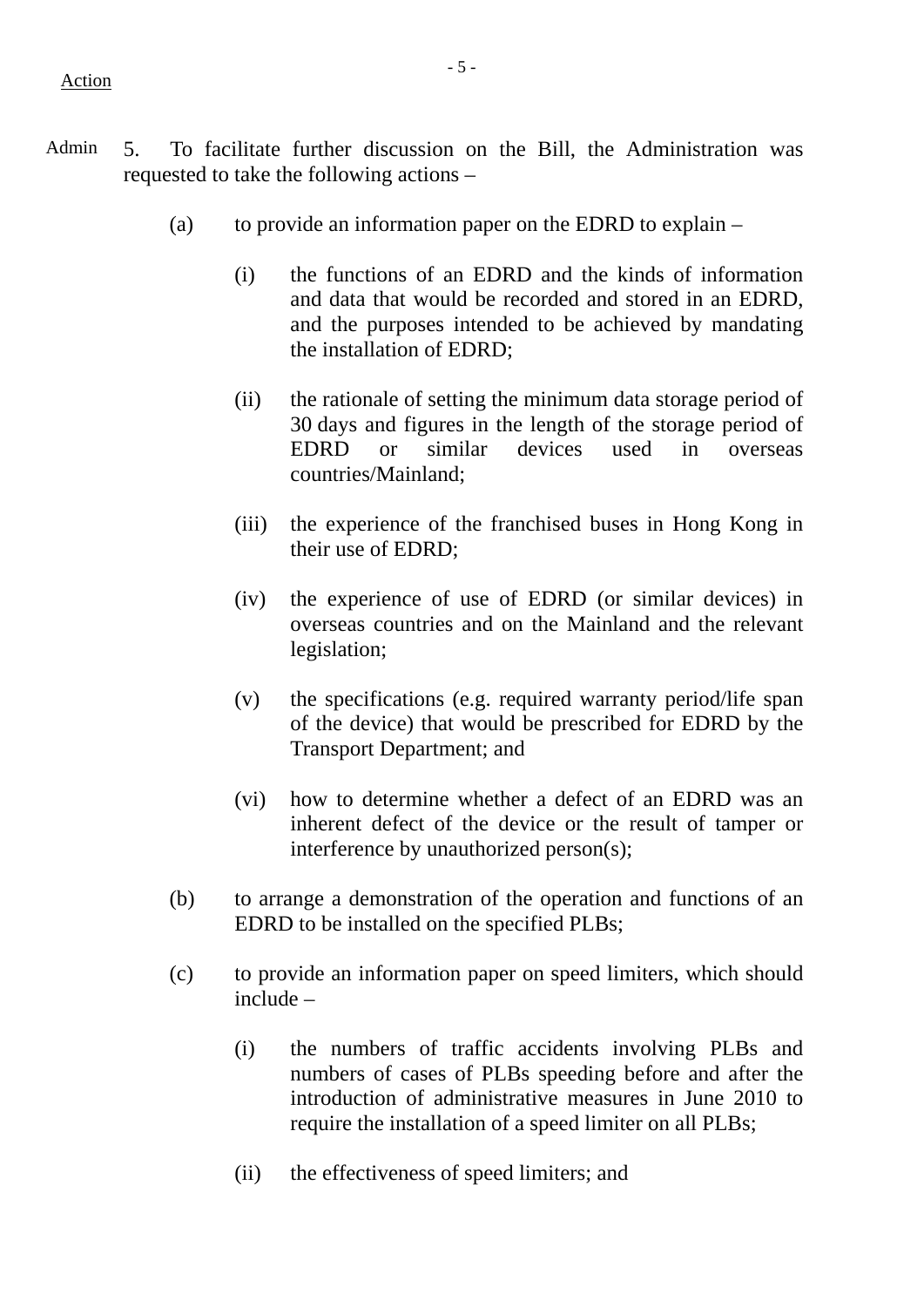Action

Admin 5. To facilitate further discussion on the Bill, the Administration was requested to take the following actions –

(a) to provide an information paper on the EDRD to explain –

   (i) the functions of an EDRD and the kinds of information and data that would be recorded and stored in an EDRD, and the purposes intended to be achieved by mandating the installation of EDRD;

   (ii) the rationale of setting the minimum data storage period of 30 days and figures in the length of the storage period of EDRD or similar devices used in overseas countries/Mainland;

   (iii) the experience of the franchised buses in Hong Kong in their use of EDRD;

   (iv) the experience of use of EDRD (or similar devices) in overseas countries and on the Mainland and the relevant legislation;

   (v) the specifications (e.g. required warranty period/life span of the device) that would be prescribed for EDRD by the Transport Department; and

   (vi) how to determine whether a defect of an EDRD was an inherent defect of the device or the result of tamper or interference by unauthorized person(s);

(b) to arrange a demonstration of the operation and functions of an EDRD to be installed on the specified PLBs;

(c) to provide an information paper on speed limiters, which should include –

   (i) the numbers of traffic accidents involving PLBs and numbers of cases of PLBs speeding before and after the introduction of administrative measures in June 2010 to require the installation of a speed limiter on all PLBs;

   (ii) the effectiveness of speed limiters; and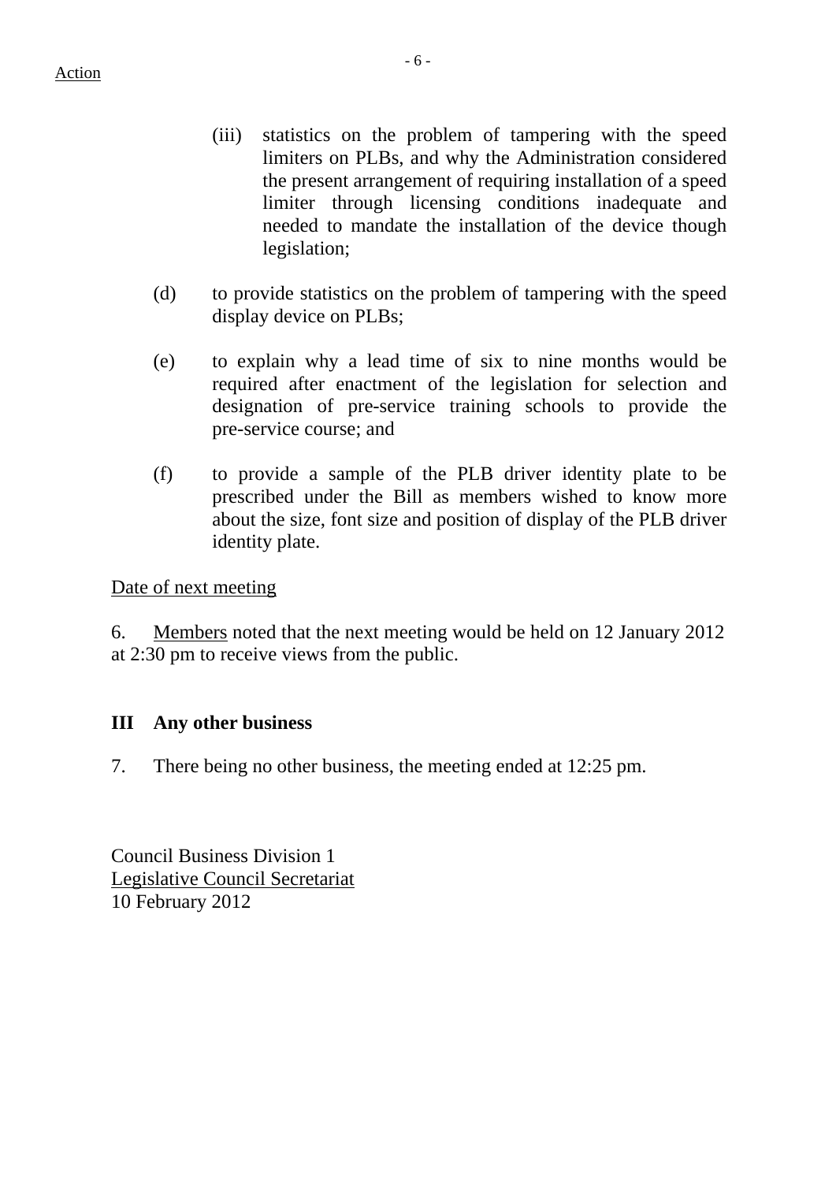Action

(iii) statistics on the problem of tampering with the speed limiters on PLBs, and why the Administration considered the present arrangement of requiring installation of a speed limiter through licensing conditions inadequate and needed to mandate the installation of the device though legislation;

(d) to provide statistics on the problem of tampering with the speed display device on PLBs;

(e) to explain why a lead time of six to nine months would be required after enactment of the legislation for selection and designation of pre-service training schools to provide the pre-service course; and

(f) to provide a sample of the PLB driver identity plate to be prescribed under the Bill as members wished to know more about the size, font size and position of display of the PLB driver identity plate.

Date of next meeting

6. Members noted that the next meeting would be held on 12 January 2012 at 2:30 pm to receive views from the public.

**III Any other business**

7. There being no other business, the meeting ended at 12:25 pm.

Council Business Division 1
Legislative Council Secretariat
10 February 2012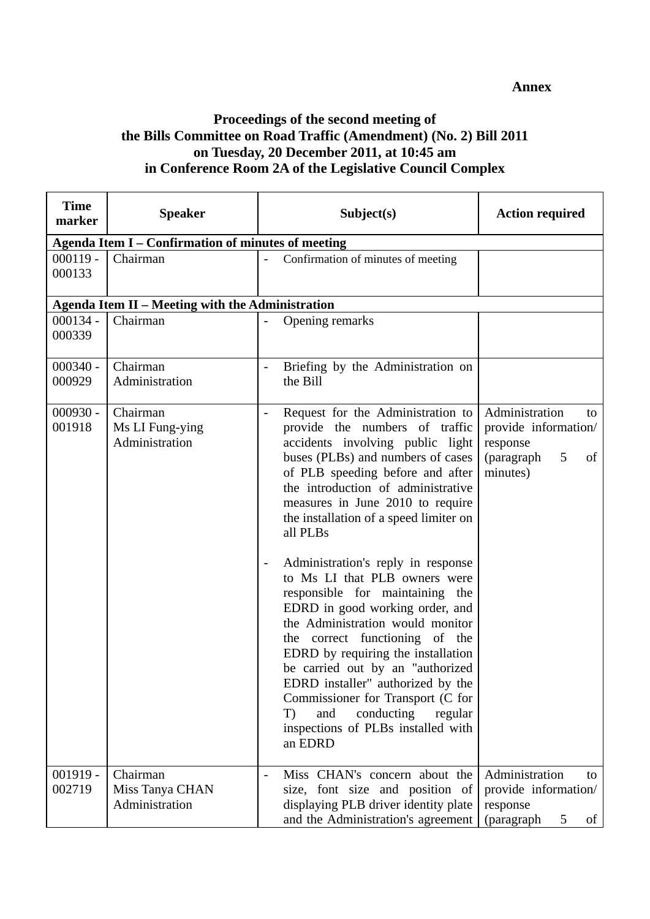**Annex**

**Proceedings of the second meeting of the Bills Committee on Road Traffic (Amendment) (No. 2) Bill 2011 on Tuesday, 20 December 2011, at 10:45 am in Conference Room 2A of the Legislative Council Complex**

| Time marker | Speaker | Subject(s) | Action required |
|---|---|---|---|
| **Agenda Item I – Confirmation of minutes of meeting** | | | |
| 000119 - 000133 | Chairman | - Confirmation of minutes of meeting | |
| **Agenda Item II – Meeting with the Administration** | | | |
| 000134 - 000339 | Chairman | - Opening remarks | |
| 000340 - 000929 | Chairman<br>Administration | - Briefing by the Administration on the Bill | |
| 000930 - 001918 | Chairman<br>Ms LI Fung-ying<br>Administration | - Request for the Administration to provide the numbers of traffic accidents involving public light buses (PLBs) and numbers of cases of PLB speeding before and after the introduction of administrative measures in June 2010 to require the installation of a speed limiter on all PLBs<br><br>- Administration's reply in response to Ms LI that PLB owners were responsible for maintaining the EDRD in good working order, and the Administration would monitor the correct functioning of the EDRD by requiring the installation be carried out by an "authorized EDRD installer" authorized by the Commissioner for Transport (C for T) and conducting regular inspections of PLBs installed with an EDRD | Administration to provide information/ response (paragraph 5 of minutes) |
| 001919 - 002719 | Chairman<br>Miss Tanya CHAN<br>Administration | - Miss CHAN's concern about the size, font size and position of displaying PLB driver identity plate and the Administration's agreement | Administration to provide information/ response (paragraph 5 of |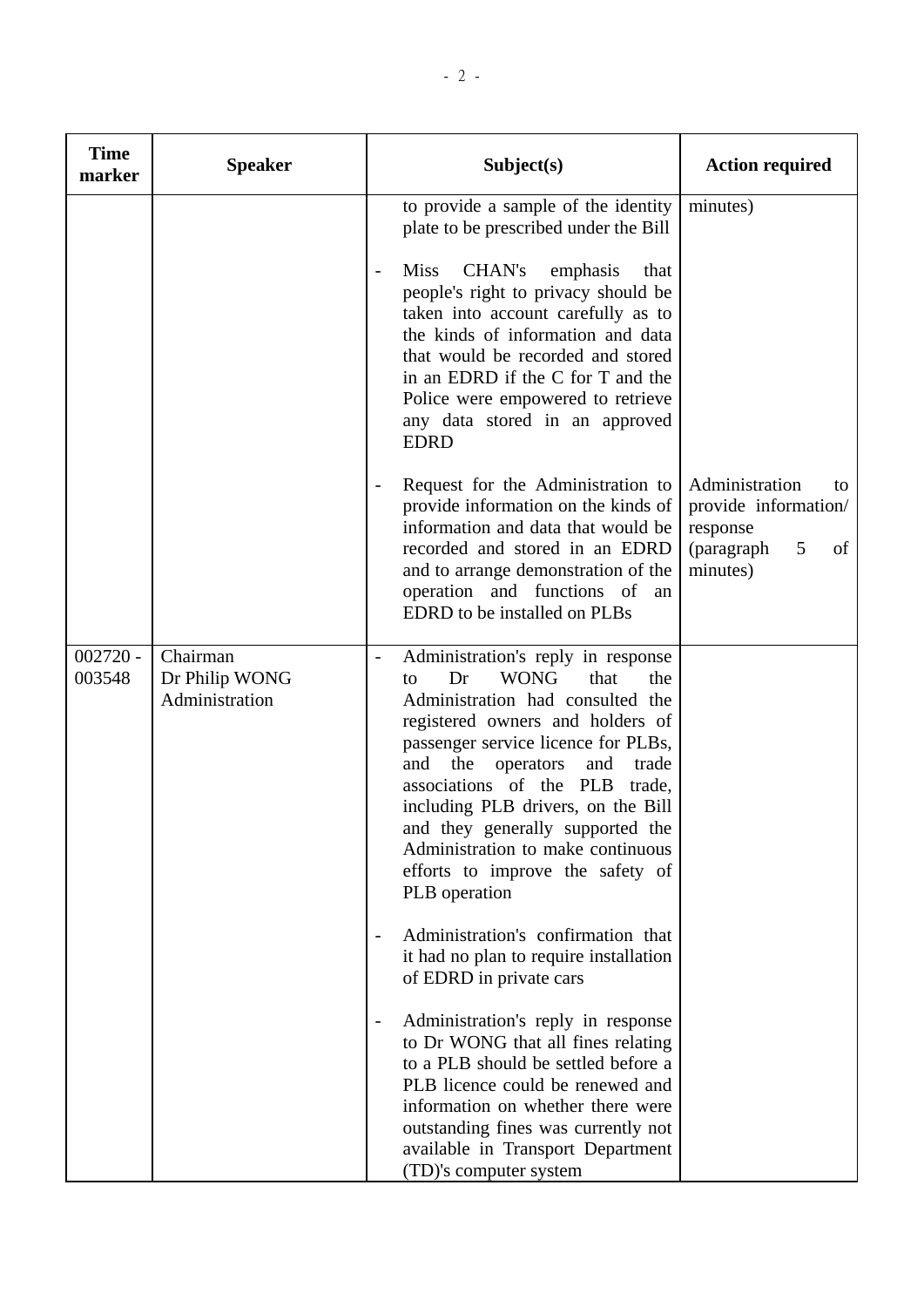| Time marker | Speaker | Subject(s) | Action required |
|---|---|---|---|
| | | to provide a sample of the identity plate to be prescribed under the Bill<br><br>- Miss CHAN's emphasis that people's right to privacy should be taken into account carefully as to the kinds of information and data that would be recorded and stored in an EDRD if the C for T and the Police were empowered to retrieve any data stored in an approved EDRD | minutes) |
| | | - Request for the Administration to provide information on the kinds of information and data that would be recorded and stored in an EDRD and to arrange demonstration of the operation and functions of an EDRD to be installed on PLBs | Administration to provide information/ response (paragraph 5 of minutes) |
| 002720 - 003548 | Chairman<br>Dr Philip WONG<br>Administration | - Administration's reply in response to Dr WONG that the Administration had consulted the registered owners and holders of passenger service licence for PLBs, and the operators and trade associations of the PLB trade, including PLB drivers, on the Bill and they generally supported the Administration to make continuous efforts to improve the safety of PLB operation<br><br>- Administration's confirmation that it had no plan to require installation of EDRD in private cars<br><br>- Administration's reply in response to Dr WONG that all fines relating to a PLB should be settled before a PLB licence could be renewed and information on whether there were outstanding fines was currently not available in Transport Department (TD)'s computer system | |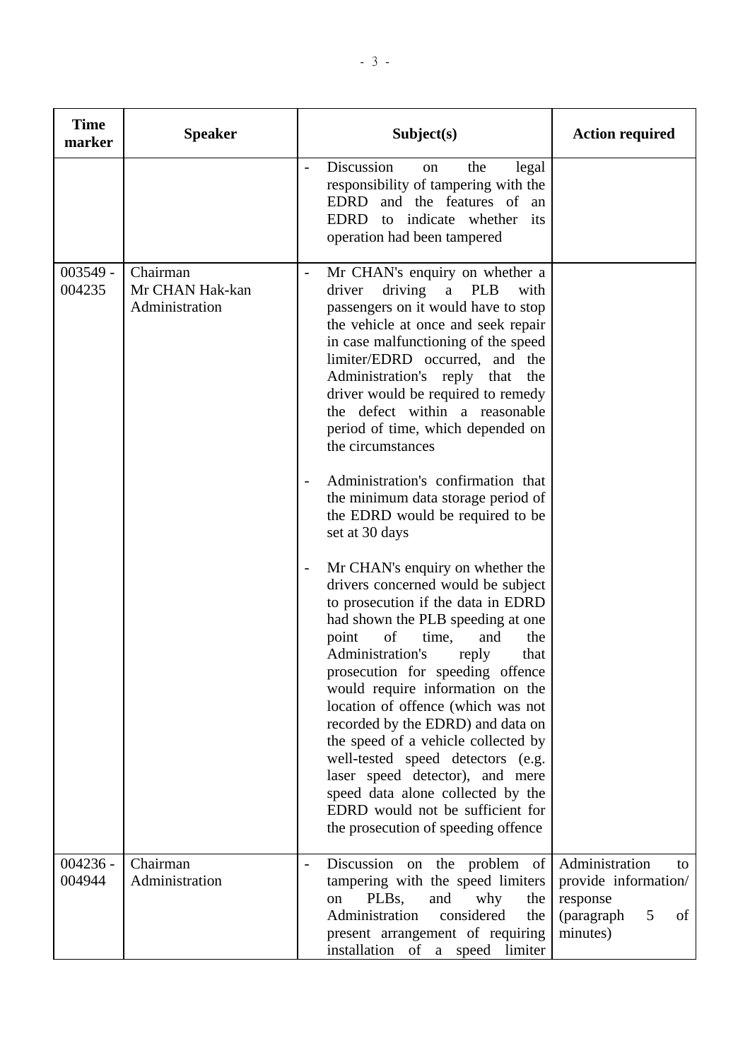| Time marker | Speaker | Subject(s) | Action required |
|---|---|---|---|
| | | - Discussion on the legal responsibility of tampering with the EDRD and the features of an EDRD to indicate whether its operation had been tampered | |
| 003549 - 004235 | Chairman<br>Mr CHAN Hak-kan<br>Administration | - Mr CHAN's enquiry on whether a driver driving a PLB with passengers on it would have to stop the vehicle at once and seek repair in case malfunctioning of the speed limiter/EDRD occurred, and the Administration's reply that the driver would be required to remedy the defect within a reasonable period of time, which depended on the circumstances<br><br>- Administration's confirmation that the minimum data storage period of the EDRD would be required to be set at 30 days<br><br>- Mr CHAN's enquiry on whether the drivers concerned would be subject to prosecution if the data in EDRD had shown the PLB speeding at one point of time, and the Administration's reply that prosecution for speeding offence would require information on the location of offence (which was not recorded by the EDRD) and data on the speed of a vehicle collected by well-tested speed detectors (e.g. laser speed detector), and mere speed data alone collected by the EDRD would not be sufficient for the prosecution of speeding offence | |
| 004236 - 004944 | Chairman<br>Administration | - Discussion on the problem of tampering with the speed limiters on PLBs, and why the Administration considered the present arrangement of requiring installation of a speed limiter | Administration to provide information/ response (paragraph 5 of minutes) |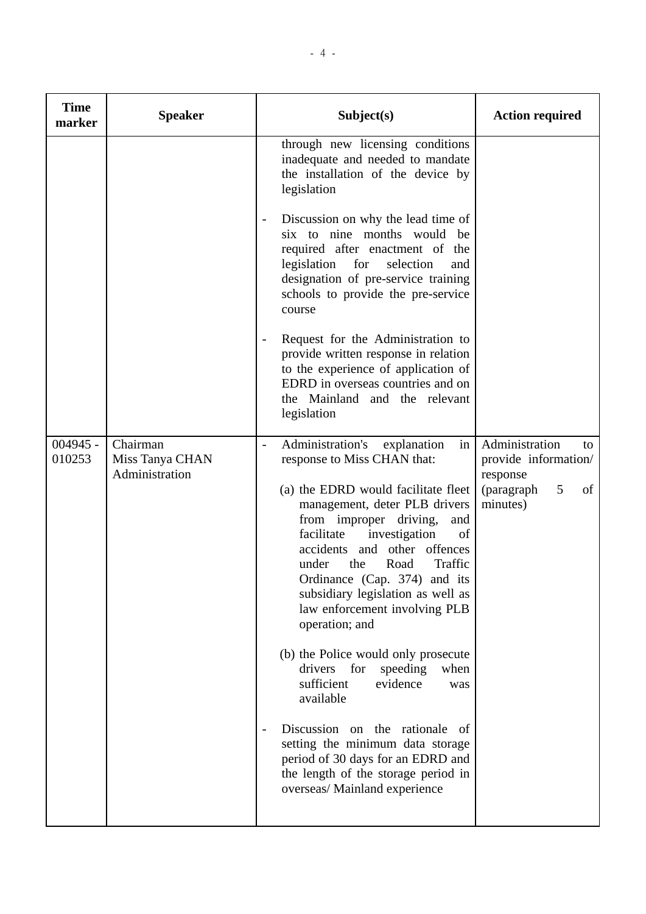| Time marker | Speaker | Subject(s) | Action required |
|---|---|---|---|
| | | through new licensing conditions inadequate and needed to mandate the installation of the device by legislation<br><br>- Discussion on why the lead time of six to nine months would be required after enactment of the legislation for selection and designation of pre-service training schools to provide the pre-service course<br><br>- Request for the Administration to provide written response in relation to the experience of application of EDRD in overseas countries and on the Mainland and the relevant legislation | |
| 004945 - 010253 | Chairman<br>Miss Tanya CHAN<br>Administration | - Administration's explanation in response to Miss CHAN that:<br><br>(a) the EDRD would facilitate fleet management, deter PLB drivers from improper driving, and facilitate investigation of accidents and other offences under the Road Traffic Ordinance (Cap. 374) and its subsidiary legislation as well as law enforcement involving PLB operation; and<br><br>(b) the Police would only prosecute drivers for speeding when sufficient evidence was available<br><br>- Discussion on the rationale of setting the minimum data storage period of 30 days for an EDRD and the length of the storage period in overseas/ Mainland experience | Administration to provide information/ response (paragraph 5 of minutes) |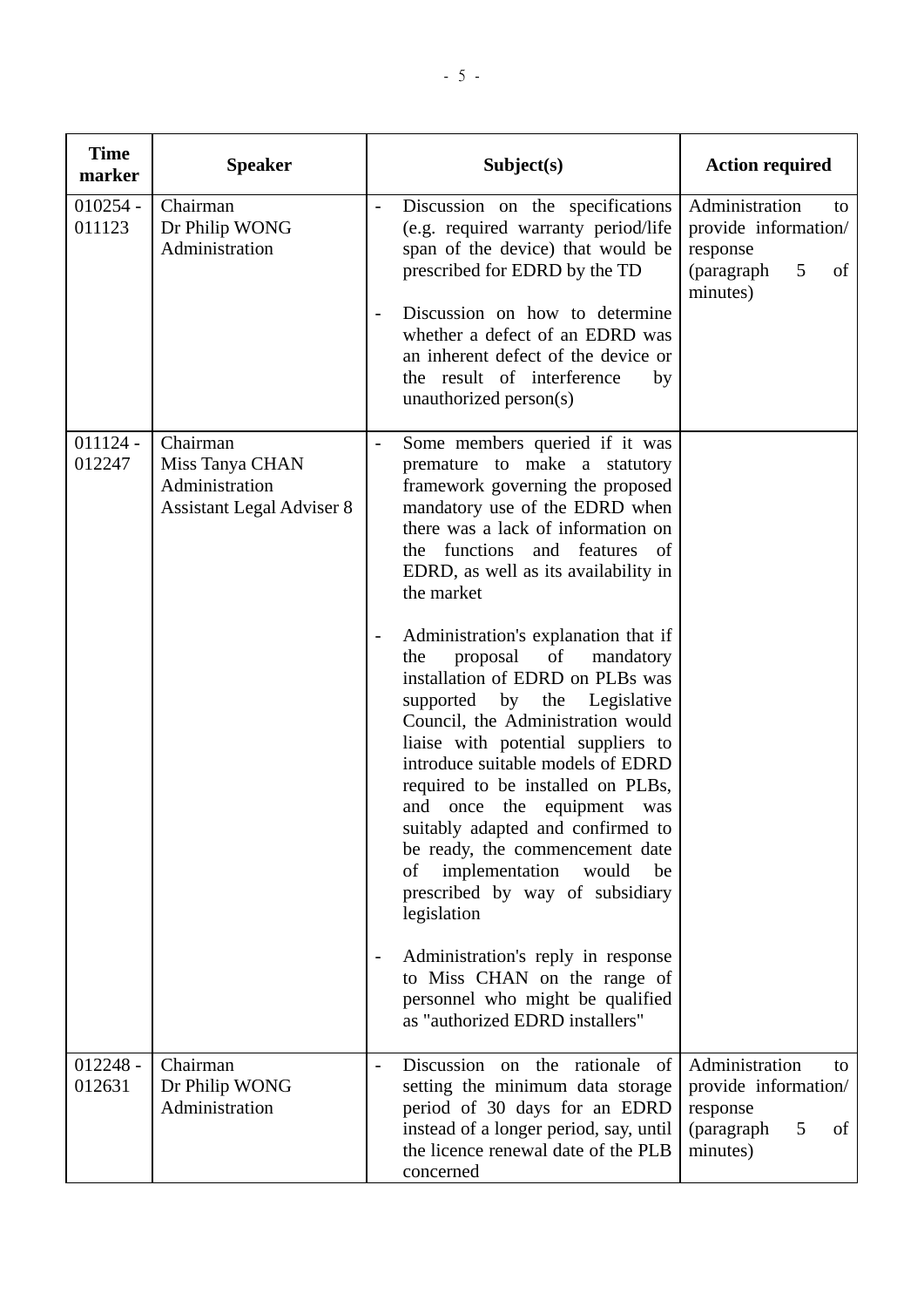| Time marker | Speaker | Subject(s) | Action required |
|---|---|---|---|
| 010254 - 011123 | Chairman<br>Dr Philip WONG<br>Administration | - Discussion on the specifications (e.g. required warranty period/life span of the device) that would be prescribed for EDRD by the TD<br><br>- Discussion on how to determine whether a defect of an EDRD was an inherent defect of the device or the result of interference by unauthorized person(s) | Administration to provide information/ response (paragraph 5 of minutes) |
| 011124 - 012247 | Chairman<br>Miss Tanya CHAN<br>Administration<br>Assistant Legal Adviser 8 | - Some members queried if it was premature to make a statutory framework governing the proposed mandatory use of the EDRD when there was a lack of information on the functions and features of EDRD, as well as its availability in the market<br><br>- Administration's explanation that if the proposal of mandatory installation of EDRD on PLBs was supported by the Legislative Council, the Administration would liaise with potential suppliers to introduce suitable models of EDRD required to be installed on PLBs, and once the equipment was suitably adapted and confirmed to be ready, the commencement date of implementation would be prescribed by way of subsidiary legislation<br><br>- Administration's reply in response to Miss CHAN on the range of personnel who might be qualified as "authorized EDRD installers" | |
| 012248 - 012631 | Chairman<br>Dr Philip WONG<br>Administration | - Discussion on the rationale of setting the minimum data storage period of 30 days for an EDRD instead of a longer period, say, until the licence renewal date of the PLB concerned | Administration to provide information/ response (paragraph 5 of minutes) |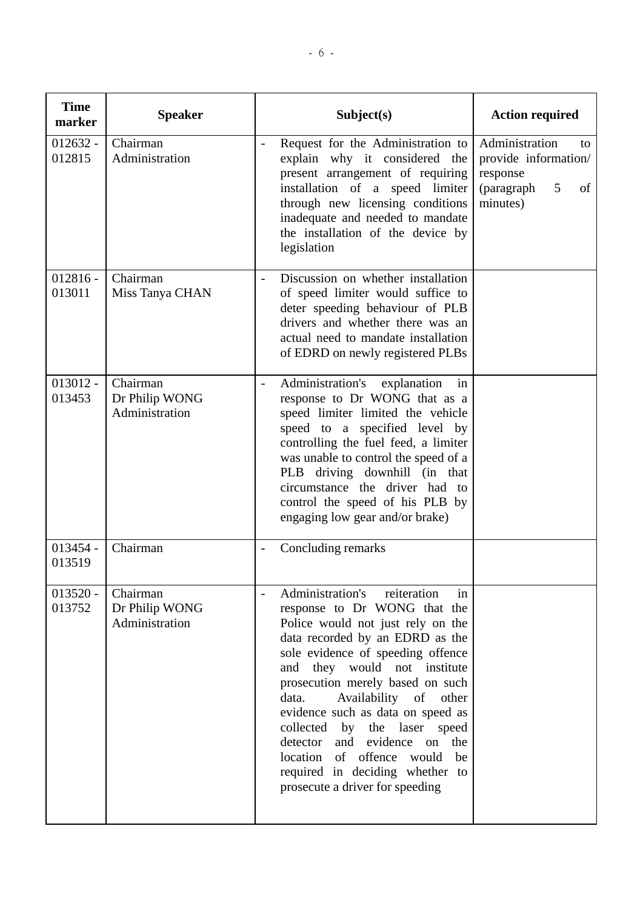| Time marker | Speaker | Subject(s) | Action required |
|---|---|---|---|
| 012632 - 012815 | Chairman<br>Administration | - Request for the Administration to explain why it considered the present arrangement of requiring installation of a speed limiter through new licensing conditions inadequate and needed to mandate the installation of the device by legislation | Administration to provide information/ response (paragraph 5 of minutes) |
| 012816 - 013011 | Chairman<br>Miss Tanya CHAN | - Discussion on whether installation of speed limiter would suffice to deter speeding behaviour of PLB drivers and whether there was an actual need to mandate installation of EDRD on newly registered PLBs | |
| 013012 - 013453 | Chairman<br>Dr Philip WONG<br>Administration | - Administration's explanation in response to Dr WONG that as a speed limiter limited the vehicle speed to a specified level by controlling the fuel feed, a limiter was unable to control the speed of a PLB driving downhill (in that circumstance the driver had to control the speed of his PLB by engaging low gear and/or brake) | |
| 013454 - 013519 | Chairman | - Concluding remarks | |
| 013520 - 013752 | Chairman<br>Dr Philip WONG<br>Administration | - Administration's reiteration in response to Dr WONG that the Police would not just rely on the data recorded by an EDRD as the sole evidence of speeding offence and they would not institute prosecution merely based on such data. Availability of other evidence such as data on speed as collected by the laser speed detector and evidence on the location of offence would be required in deciding whether to prosecute a driver for speeding | |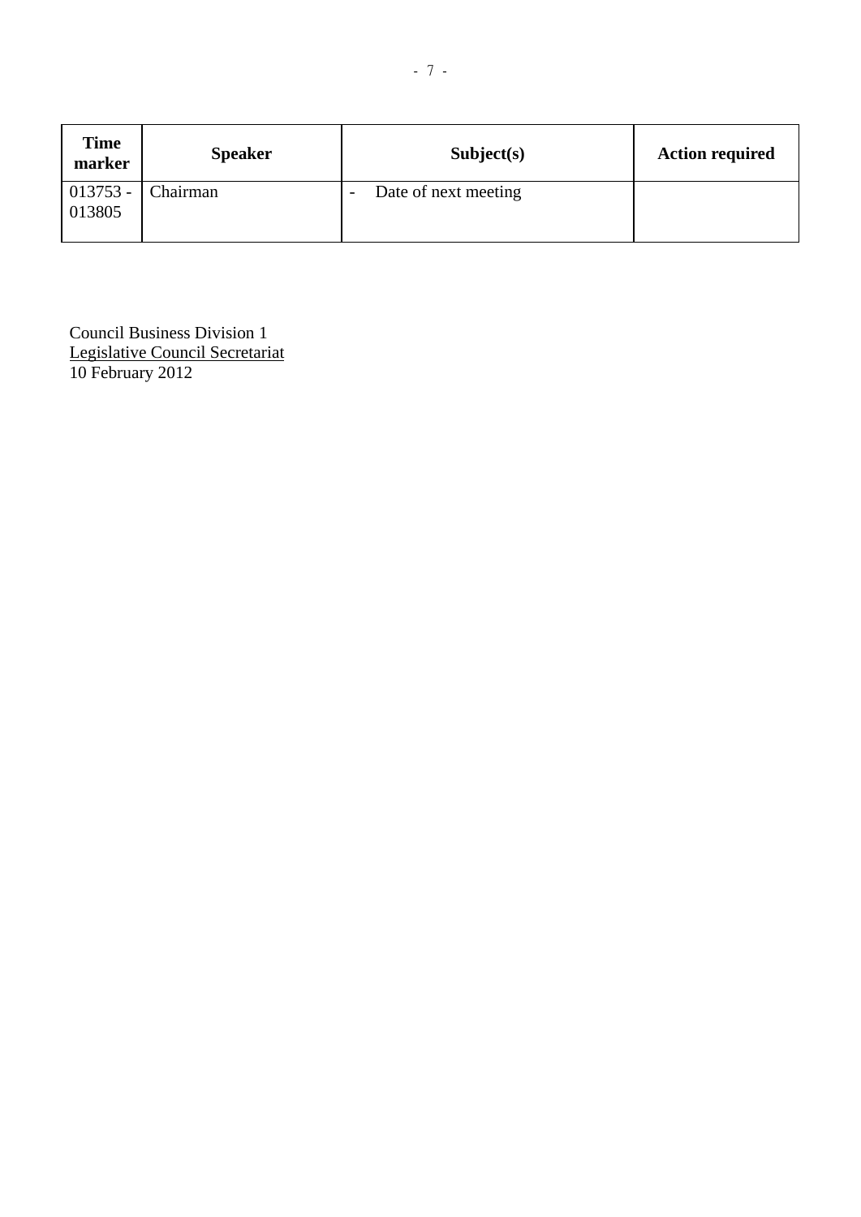| Time marker | Speaker | Subject(s) | Action required |
|---|---|---|---|
| 013753 - 013805 | Chairman | - Date of next meeting | |

Council Business Division 1
Legislative Council Secretariat
10 February 2012